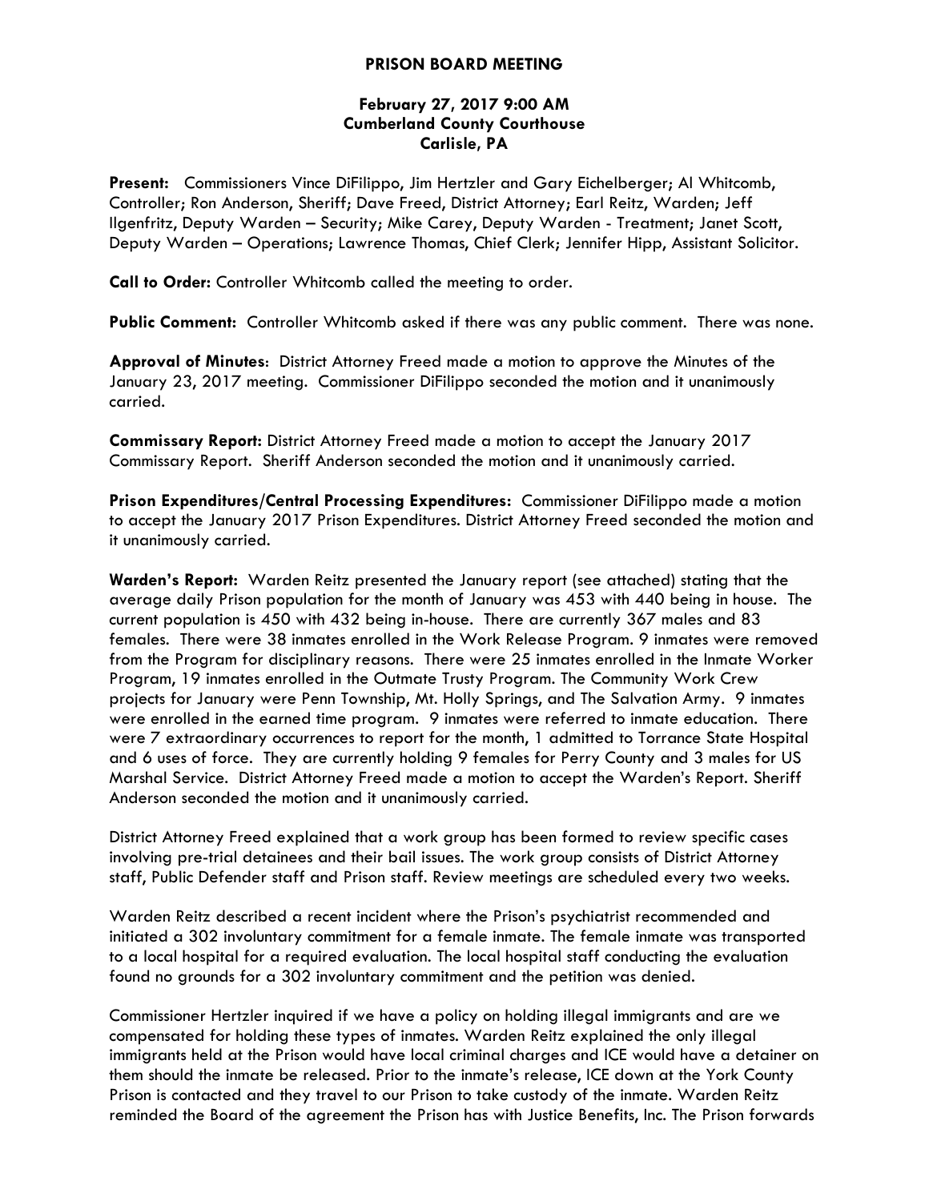# PRISON BOARD MEETING

**February 27, 2017 9:00 AM**
**Cumberland County Courthouse**
**Carlisle, PA**

**Present:** Commissioners Vince DiFilippo, Jim Hertzler and Gary Eichelberger; Al Whitcomb, Controller; Ron Anderson, Sheriff; Dave Freed, District Attorney; Earl Reitz, Warden; Jeff Ilgenfritz, Deputy Warden – Security; Mike Carey, Deputy Warden - Treatment; Janet Scott, Deputy Warden – Operations; Lawrence Thomas, Chief Clerk; Jennifer Hipp, Assistant Solicitor.

**Call to Order:** Controller Whitcomb called the meeting to order.

**Public Comment:** Controller Whitcomb asked if there was any public comment. There was none.

**Approval of Minutes**: District Attorney Freed made a motion to approve the Minutes of the January 23, 2017 meeting. Commissioner DiFilippo seconded the motion and it unanimously carried.

**Commissary Report:** District Attorney Freed made a motion to accept the January 2017 Commissary Report. Sheriff Anderson seconded the motion and it unanimously carried.

**Prison Expenditures/Central Processing Expenditures:** Commissioner DiFilippo made a motion to accept the January 2017 Prison Expenditures. District Attorney Freed seconded the motion and it unanimously carried.

**Warden's Report:** Warden Reitz presented the January report (see attached) stating that the average daily Prison population for the month of January was 453 with 440 being in house. The current population is 450 with 432 being in-house. There are currently 367 males and 83 females. There were 38 inmates enrolled in the Work Release Program. 9 inmates were removed from the Program for disciplinary reasons. There were 25 inmates enrolled in the Inmate Worker Program, 19 inmates enrolled in the Outmate Trusty Program. The Community Work Crew projects for January were Penn Township, Mt. Holly Springs, and The Salvation Army. 9 inmates were enrolled in the earned time program. 9 inmates were referred to inmate education. There were 7 extraordinary occurrences to report for the month, 1 admitted to Torrance State Hospital and 6 uses of force. They are currently holding 9 females for Perry County and 3 males for US Marshal Service. District Attorney Freed made a motion to accept the Warden's Report. Sheriff Anderson seconded the motion and it unanimously carried.

District Attorney Freed explained that a work group has been formed to review specific cases involving pre-trial detainees and their bail issues. The work group consists of District Attorney staff, Public Defender staff and Prison staff. Review meetings are scheduled every two weeks.

Warden Reitz described a recent incident where the Prison's psychiatrist recommended and initiated a 302 involuntary commitment for a female inmate. The female inmate was transported to a local hospital for a required evaluation. The local hospital staff conducting the evaluation found no grounds for a 302 involuntary commitment and the petition was denied.

Commissioner Hertzler inquired if we have a policy on holding illegal immigrants and are we compensated for holding these types of inmates. Warden Reitz explained the only illegal immigrants held at the Prison would have local criminal charges and ICE would have a detainer on them should the inmate be released. Prior to the inmate's release, ICE down at the York County Prison is contacted and they travel to our Prison to take custody of the inmate. Warden Reitz reminded the Board of the agreement the Prison has with Justice Benefits, Inc. The Prison forwards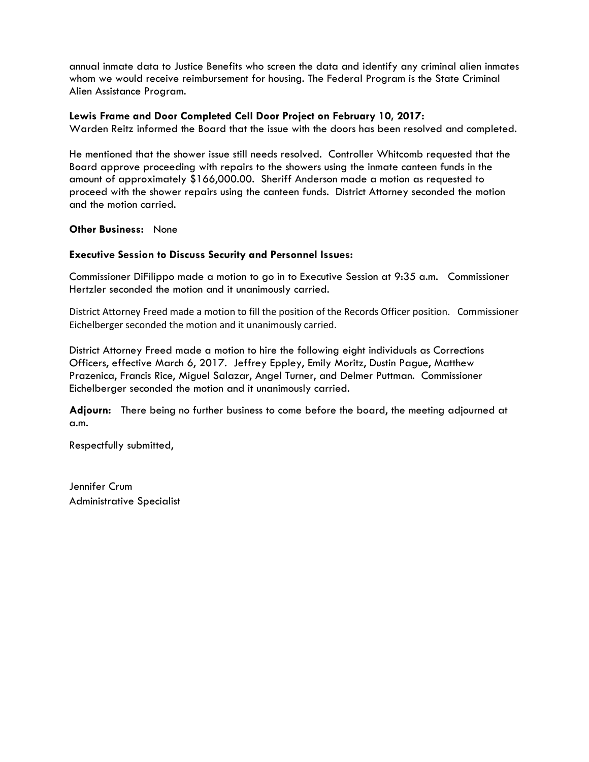annual inmate data to Justice Benefits who screen the data and identify any criminal alien inmates whom we would receive reimbursement for housing. The Federal Program is the State Criminal Alien Assistance Program.

**Lewis Frame and Door Completed Cell Door Project on February 10, 2017:**
Warden Reitz informed the Board that the issue with the doors has been resolved and completed.

He mentioned that the shower issue still needs resolved. Controller Whitcomb requested that the Board approve proceeding with repairs to the showers using the inmate canteen funds in the amount of approximately $166,000.00. Sheriff Anderson made a motion as requested to proceed with the shower repairs using the canteen funds. District Attorney seconded the motion and the motion carried.

**Other Business:** None

**Executive Session to Discuss Security and Personnel Issues:**

Commissioner DiFilippo made a motion to go in to Executive Session at 9:35 a.m. Commissioner Hertzler seconded the motion and it unanimously carried.

District Attorney Freed made a motion to fill the position of the Records Officer position. Commissioner Eichelberger seconded the motion and it unanimously carried.

District Attorney Freed made a motion to hire the following eight individuals as Corrections Officers, effective March 6, 2017. Jeffrey Eppley, Emily Moritz, Dustin Pague, Matthew Prazenica, Francis Rice, Miguel Salazar, Angel Turner, and Delmer Puttman. Commissioner Eichelberger seconded the motion and it unanimously carried.

**Adjourn:** There being no further business to come before the board, the meeting adjourned at a.m.

Respectfully submitted,

Jennifer Crum
Administrative Specialist